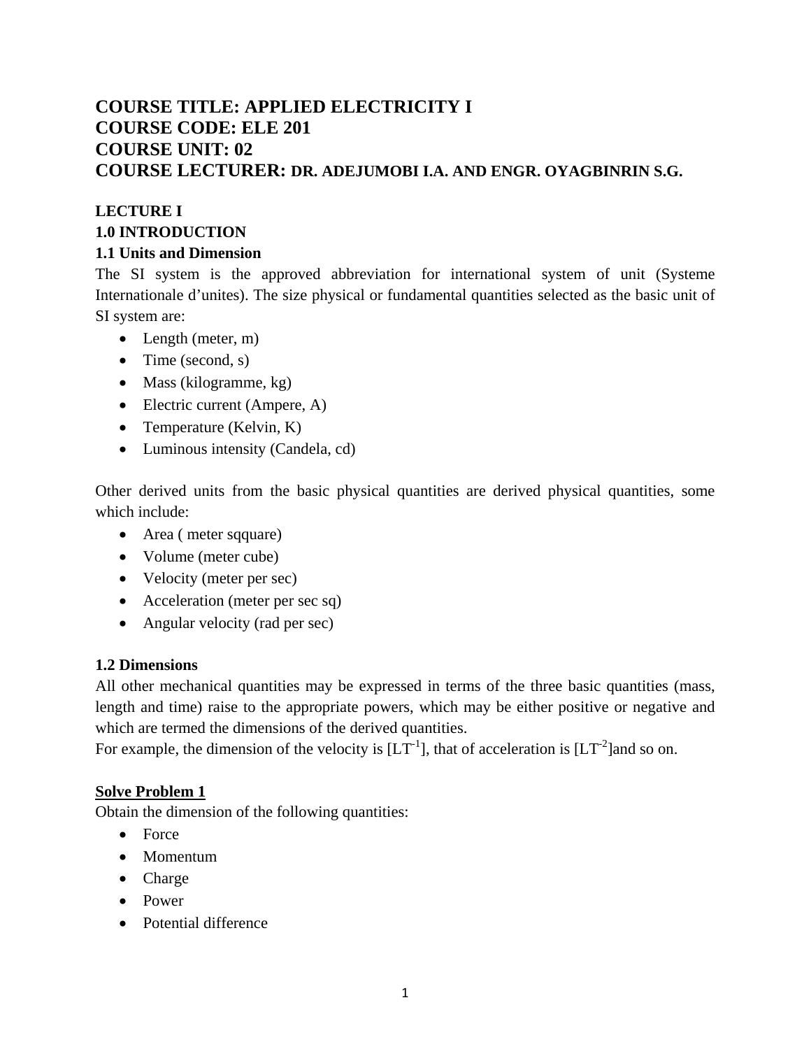# COURSE TITLE: APPLIED ELECTRICITY I
# COURSE CODE: ELE 201
# COURSE UNIT: 02
# COURSE LECTURER: DR. ADEJUMOBI I.A. AND ENGR. OYAGBINRIN S.G.

**LECTURE I**

## 1.0 INTRODUCTION

### 1.1 Units and Dimension

The SI system is the approved abbreviation for international system of unit (Systeme Internationale d'unites). The size physical or fundamental quantities selected as the basic unit of SI system are:

- Length (meter, m)
- Time (second, s)
- Mass (kilogramme, kg)
- Electric current (Ampere, A)
- Temperature (Kelvin, K)
- Luminous intensity (Candela, cd)

Other derived units from the basic physical quantities are derived physical quantities, some which include:

- Area ( meter sqquare)
- Volume (meter cube)
- Velocity (meter per sec)
- Acceleration (meter per sec sq)
- Angular velocity (rad per sec)

### 1.2 Dimensions

All other mechanical quantities may be expressed in terms of the three basic quantities (mass, length and time) raise to the appropriate powers, which may be either positive or negative and which are termed the dimensions of the derived quantities.

For example, the dimension of the velocity is $[LT^{-1}]$, that of acceleration is $[LT^{-2}]$and so on.

**Solve Problem 1**

Obtain the dimension of the following quantities:

- Force
- Momentum
- Charge
- Power
- Potential difference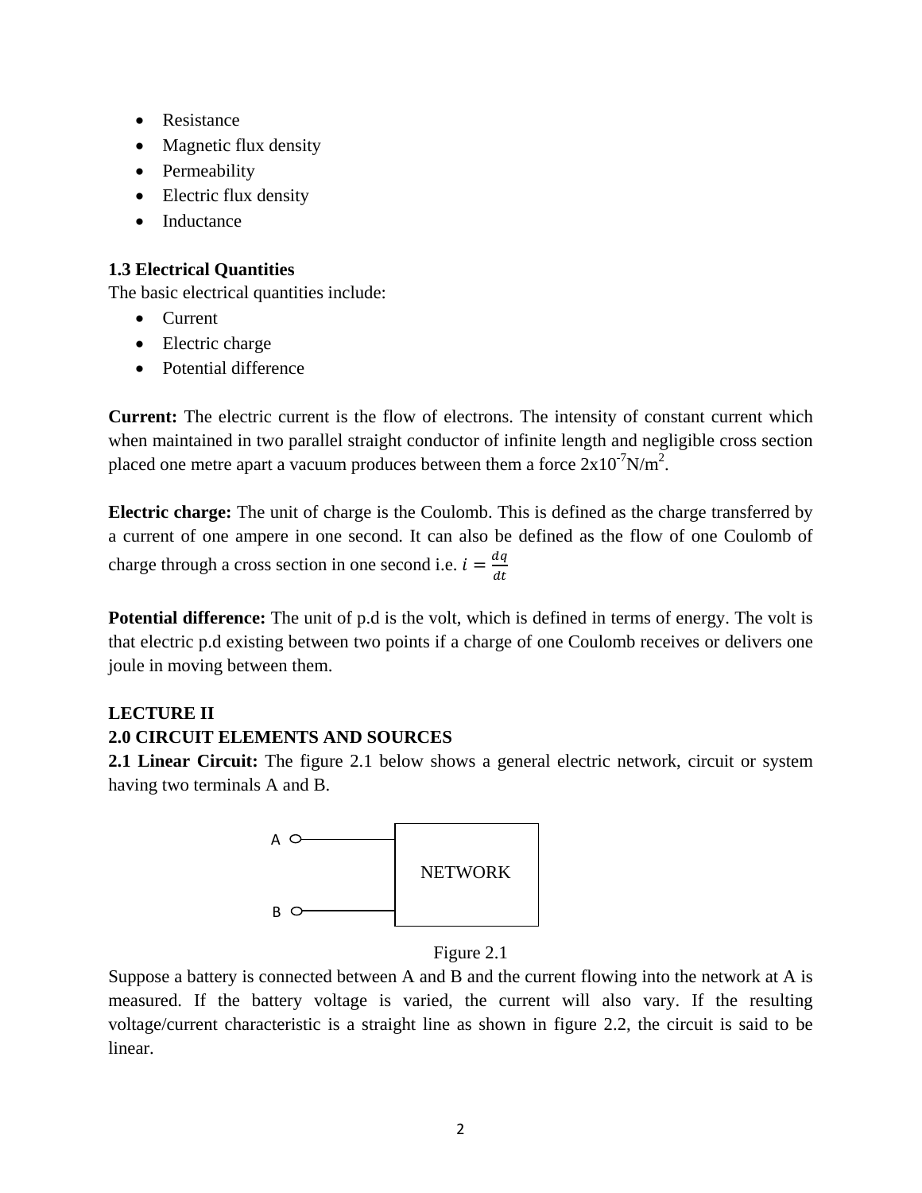- Resistance
- Magnetic flux density
- Permeability
- Electric flux density
- Inductance

### 1.3 Electrical Quantities

The basic electrical quantities include:

- Current
- Electric charge
- Potential difference

**Current:** The electric current is the flow of electrons. The intensity of constant current which when maintained in two parallel straight conductor of infinite length and negligible cross section placed one metre apart a vacuum produces between them a force $2 \times 10^{-7}$N/m$^2$.

**Electric charge:** The unit of charge is the Coulomb. This is defined as the charge transferred by a current of one ampere in one second. It can also be defined as the flow of one Coulomb of charge through a cross section in one second i.e. $i = \frac{dq}{dt}$

**Potential difference:** The unit of p.d is the volt, which is defined in terms of energy. The volt is that electric p.d existing between two points if a charge of one Coulomb receives or delivers one joule in moving between them.

## LECTURE II

## 2.0 CIRCUIT ELEMENTS AND SOURCES

**2.1 Linear Circuit:** The figure 2.1 below shows a general electric network, circuit or system having two terminals A and B.

A

B

NETWORK

Figure 2.1

Suppose a battery is connected between A and B and the current flowing into the network at A is measured. If the battery voltage is varied, the current will also vary. If the resulting voltage/current characteristic is a straight line as shown in figure 2.2, the circuit is said to be linear.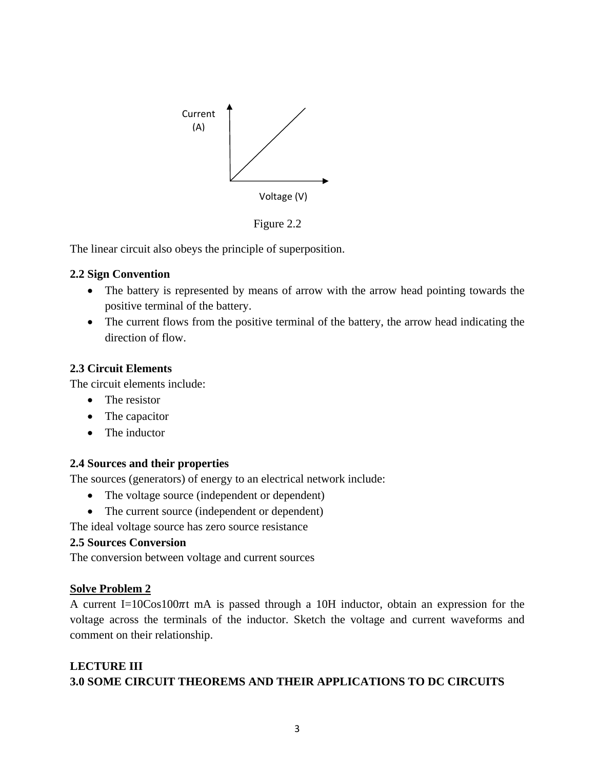Figure 2.2

The linear circuit also obeys the principle of superposition.

**2.2 Sign Convention**

- The battery is represented by means of arrow with the arrow head pointing towards the positive terminal of the battery.
- The current flows from the positive terminal of the battery, the arrow head indicating the direction of flow.

**2.3 Circuit Elements**

The circuit elements include:

- The resistor
- The capacitor
- The inductor

**2.4 Sources and their properties**

The sources (generators) of energy to an electrical network include:

- The voltage source (independent or dependent)
- The current source (independent or dependent)

The ideal voltage source has zero source resistance

**2.5 Sources Conversion**

The conversion between voltage and current sources

**Solve Problem 2**

A current $I=10\text{Cos}100\pi t$ mA is passed through a 10H inductor, obtain an expression for the voltage across the terminals of the inductor. Sketch the voltage and current waveforms and comment on their relationship.

**LECTURE III**

**3.0 SOME CIRCUIT THEOREMS AND THEIR APPLICATIONS TO DC CIRCUITS**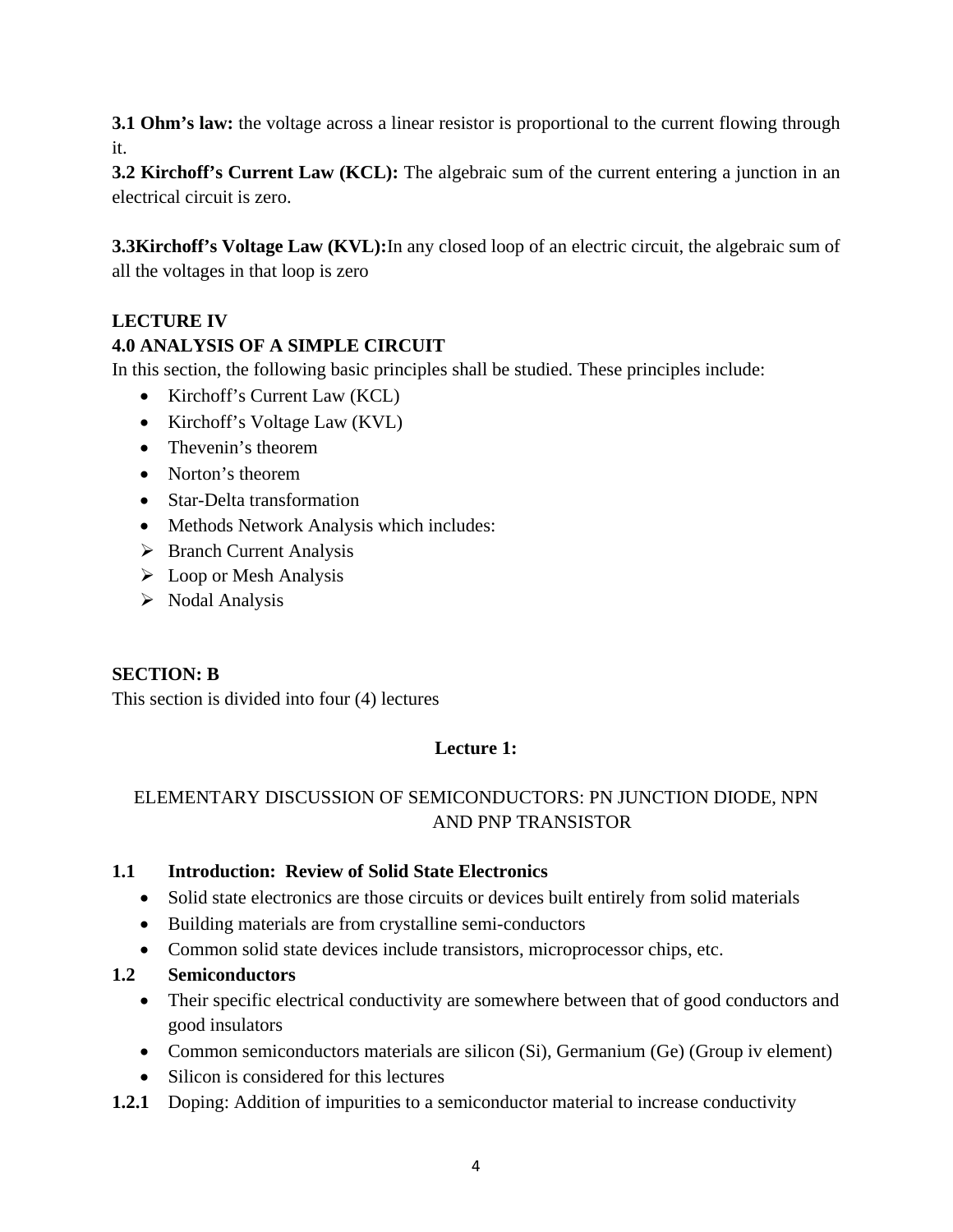**3.1 Ohm's law:** the voltage across a linear resistor is proportional to the current flowing through it.

**3.2 Kirchoff's Current Law (KCL):** The algebraic sum of the current entering a junction in an electrical circuit is zero.

**3.3Kirchoff's Voltage Law (KVL):**In any closed loop of an electric circuit, the algebraic sum of all the voltages in that loop is zero

## LECTURE IV

### 4.0 ANALYSIS OF A SIMPLE CIRCUIT

In this section, the following basic principles shall be studied. These principles include:

- Kirchoff's Current Law (KCL)
- Kirchoff's Voltage Law (KVL)
- Thevenin's theorem
- Norton's theorem
- Star-Delta transformation
- Methods Network Analysis which includes:
  - Branch Current Analysis
  - Loop or Mesh Analysis
  - Nodal Analysis

## SECTION: B

This section is divided into four (4) lectures

### Lecture 1:

ELEMENTARY DISCUSSION OF SEMICONDUCTORS: PN JUNCTION DIODE, NPN AND PNP TRANSISTOR

### 1.1 Introduction: Review of Solid State Electronics

- Solid state electronics are those circuits or devices built entirely from solid materials
- Building materials are from crystalline semi-conductors
- Common solid state devices include transistors, microprocessor chips, etc.

### 1.2 Semiconductors

- Their specific electrical conductivity are somewhere between that of good conductors and good insulators
- Common semiconductors materials are silicon (Si), Germanium (Ge) (Group iv element)
- Silicon is considered for this lectures

**1.2.1** Doping: Addition of impurities to a semiconductor material to increase conductivity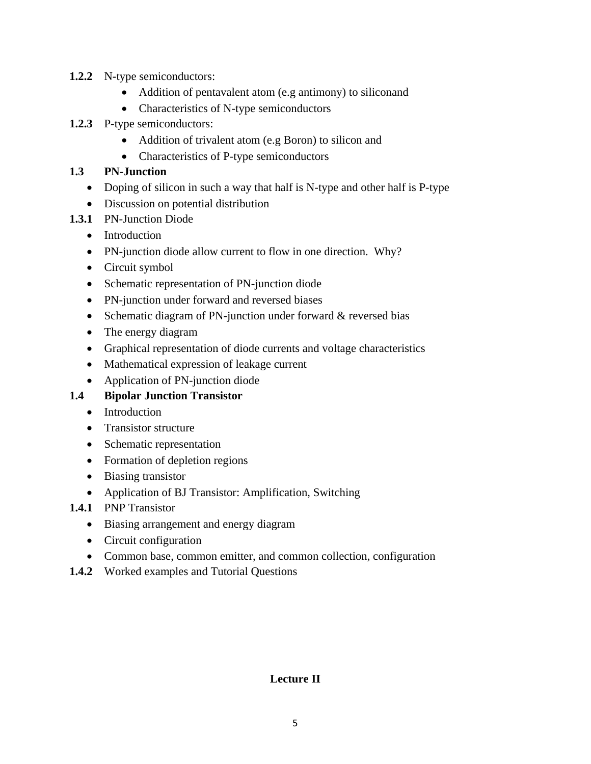**1.2.2** N-type semiconductors:

- Addition of pentavalent atom (e.g antimony) to siliconand
- Characteristics of N-type semiconductors

**1.2.3** P-type semiconductors:

- Addition of trivalent atom (e.g Boron) to silicon and
- Characteristics of P-type semiconductors

**1.3 PN-Junction**

- Doping of silicon in such a way that half is N-type and other half is P-type
- Discussion on potential distribution

**1.3.1** PN-Junction Diode

- Introduction
- PN-junction diode allow current to flow in one direction. Why?
- Circuit symbol
- Schematic representation of PN-junction diode
- PN-junction under forward and reversed biases
- Schematic diagram of PN-junction under forward & reversed bias
- The energy diagram
- Graphical representation of diode currents and voltage characteristics
- Mathematical expression of leakage current
- Application of PN-junction diode

**1.4 Bipolar Junction Transistor**

- Introduction
- Transistor structure
- Schematic representation
- Formation of depletion regions
- Biasing transistor
- Application of BJ Transistor: Amplification, Switching

**1.4.1** PNP Transistor

- Biasing arrangement and energy diagram
- Circuit configuration
- Common base, common emitter, and common collection, configuration

**1.4.2** Worked examples and Tutorial Questions

**Lecture II**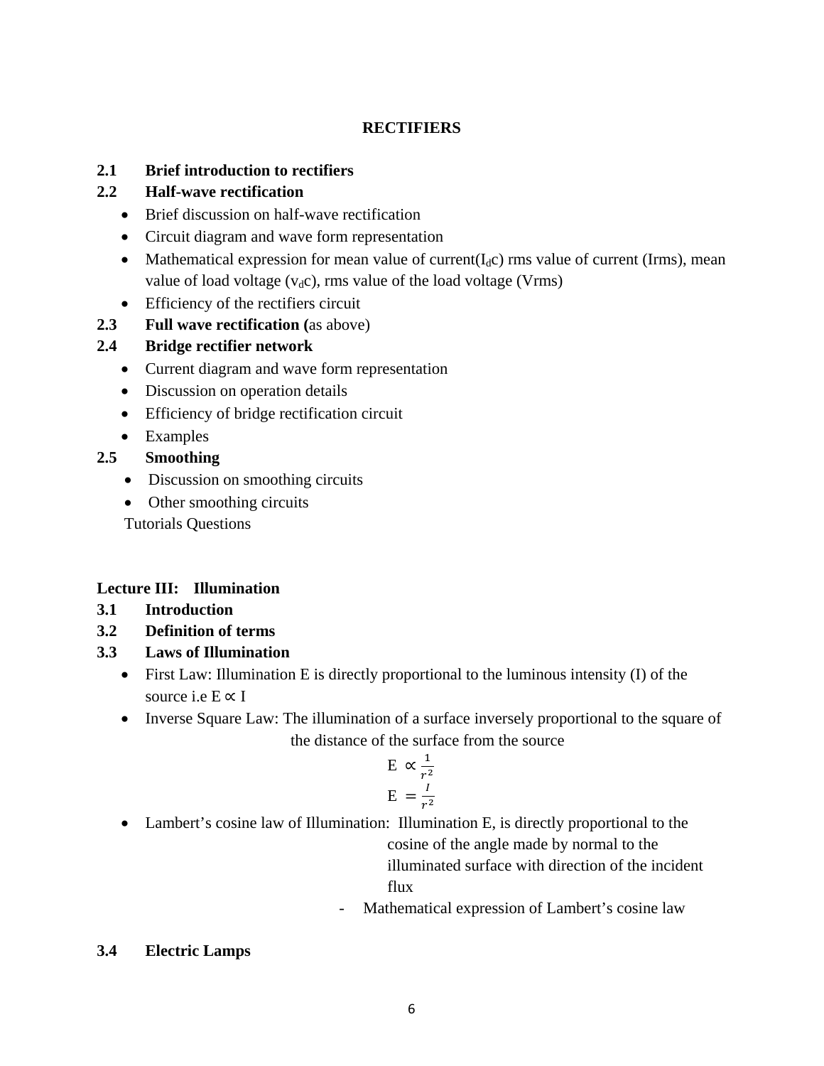**RECTIFIERS**

**2.1 Brief introduction to rectifiers**

**2.2 Half-wave rectification**

- Brief discussion on half-wave rectification
- Circuit diagram and wave form representation
- Mathematical expression for mean value of current($I_d$c) rms value of current (Irms), mean value of load voltage ($v_d$c), rms value of the load voltage (Vrms)
- Efficiency of the rectifiers circuit

**2.3 Full wave rectification (**as above)

**2.4 Bridge rectifier network**

- Current diagram and wave form representation
- Discussion on operation details
- Efficiency of bridge rectification circuit
- Examples

**2.5 Smoothing**

- Discussion on smoothing circuits
- Other smoothing circuits

Tutorials Questions

**Lecture III: Illumination**

**3.1 Introduction**

**3.2 Definition of terms**

**3.3 Laws of Illumination**

- First Law: Illumination E is directly proportional to the luminous intensity (I) of the source i.e $E \propto I$
- Inverse Square Law: The illumination of a surface inversely proportional to the square of the distance of the surface from the source

$$E \propto \frac{1}{r^2}$$

$$E = \frac{I}{r^2}$$

- Lambert's cosine law of Illumination: Illumination E, is directly proportional to the cosine of the angle made by normal to the illuminated surface with direction of the incident flux
  - Mathematical expression of Lambert's cosine law

**3.4 Electric Lamps**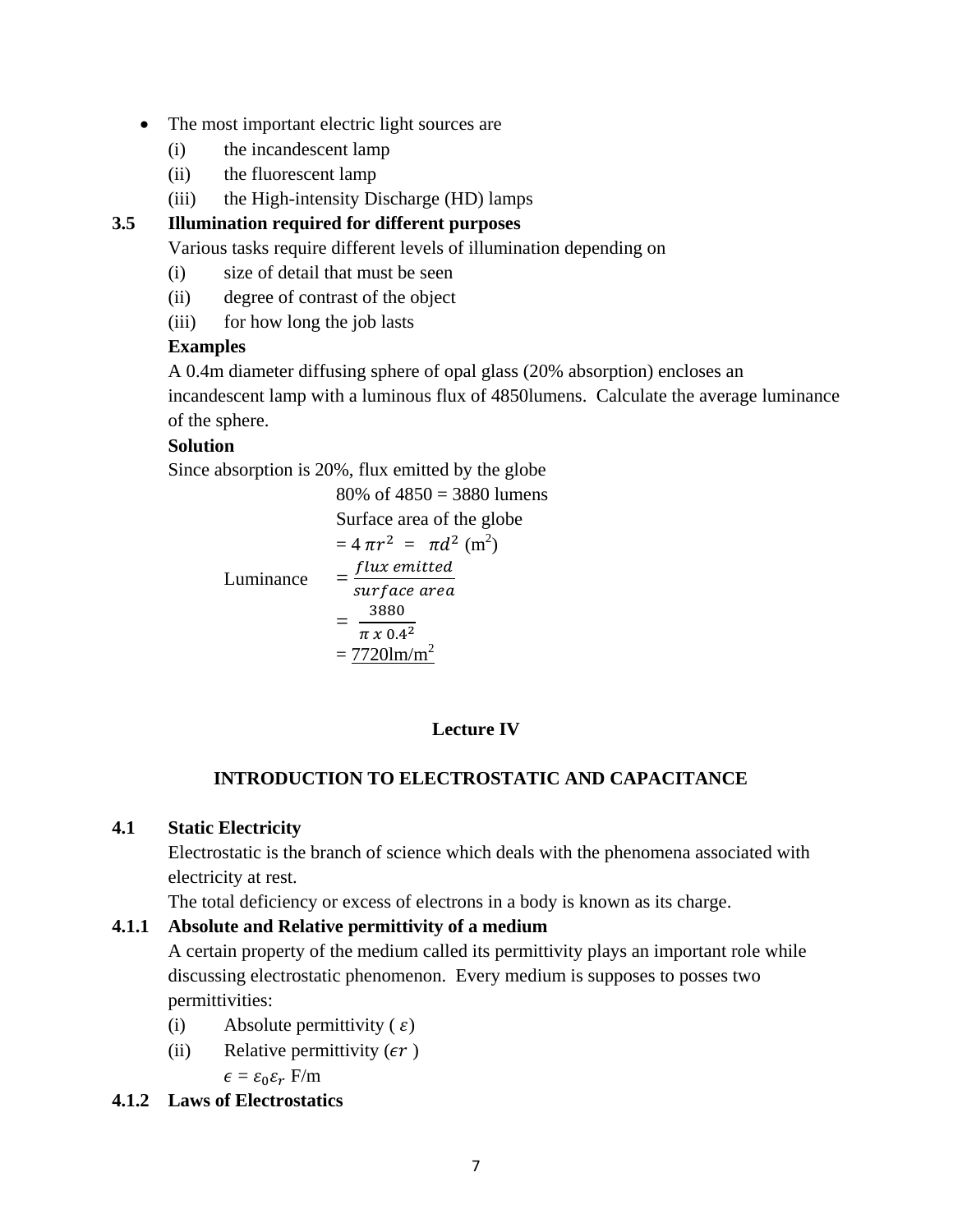- The most important electric light sources are
  - (i) the incandescent lamp
  - (ii) the fluorescent lamp
  - (iii) the High-intensity Discharge (HD) lamps

### 3.5 Illumination required for different purposes

Various tasks require different levels of illumination depending on

(i) size of detail that must be seen

(ii) degree of contrast of the object

(iii) for how long the job lasts

**Examples**

A 0.4m diameter diffusing sphere of opal glass (20% absorption) encloses an incandescent lamp with a luminous flux of 4850lumens. Calculate the average luminance of the sphere.

**Solution**

Since absorption is 20%, flux emitted by the globe

80% of 4850 = 3880 lumens

Surface area of the globe

$= 4\,\pi r^2 \;=\; \pi d^2$ (m$^2$)

$$\text{Luminance} = \frac{flux\ emitted}{surface\ area}$$

$$= \frac{3880}{\pi\ x\ 0.4^2}$$

= <u>7720lm/m$^2$</u>

## Lecture IV

## INTRODUCTION TO ELECTROSTATIC AND CAPACITANCE

### 4.1 Static Electricity

Electrostatic is the branch of science which deals with the phenomena associated with electricity at rest.

The total deficiency or excess of electrons in a body is known as its charge.

### 4.1.1 Absolute and Relative permittivity of a medium

A certain property of the medium called its permittivity plays an important role while discussing electrostatic phenomenon. Every medium is supposes to posses two permittivities:

(i) Absolute permittivity ( $\varepsilon$)

(ii) Relative permittivity ($\epsilon r$ )

$\epsilon = \varepsilon_0 \varepsilon_r$ F/m

### 4.1.2 Laws of Electrostatics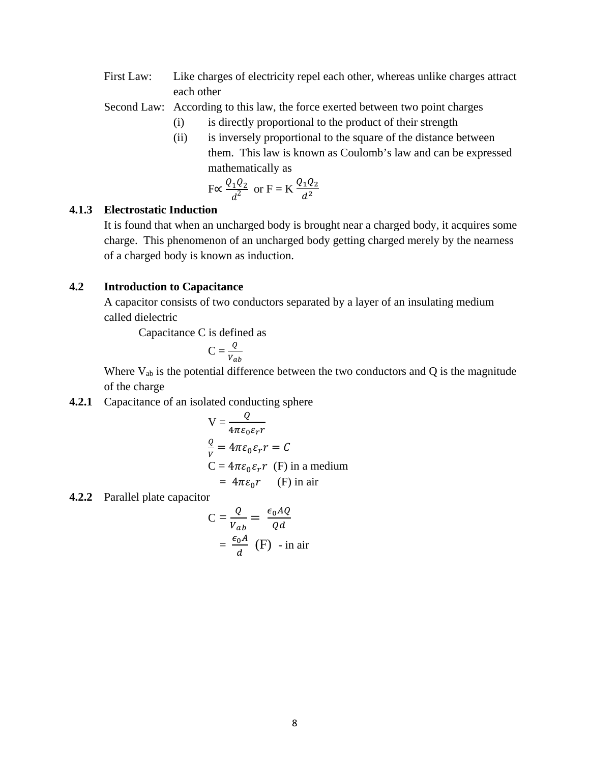First Law: Like charges of electricity repel each other, whereas unlike charges attract each other

Second Law: According to this law, the force exerted between two point charges

(i) is directly proportional to the product of their strength

(ii) is inversely proportional to the square of the distance between them. This law is known as Coulomb's law and can be expressed mathematically as

$$F \propto \frac{Q_1 Q_2}{d^2} \text{ or } F = K\,\frac{Q_1 Q_2}{d^2}$$

### 4.1.3 Electrostatic Induction

It is found that when an uncharged body is brought near a charged body, it acquires some charge. This phenomenon of an uncharged body getting charged merely by the nearness of a charged body is known as induction.

## 4.2 Introduction to Capacitance

A capacitor consists of two conductors separated by a layer of an insulating medium called dielectric

Capacitance C is defined as

$$C = \frac{Q}{V_{ab}}$$

Where $V_{ab}$ is the potential difference between the two conductors and Q is the magnitude of the charge

### 4.2.1 Capacitance of an isolated conducting sphere

$$V = \frac{Q}{4\pi\varepsilon_0\varepsilon_r r}$$

$$\frac{Q}{V} = 4\pi\varepsilon_0\varepsilon_r r = C$$

$$C = 4\pi\varepsilon_0\varepsilon_r r \text{ (F) in a medium}$$

$$= 4\pi\varepsilon_0 r \text{ (F) in air}$$

### 4.2.2 Parallel plate capacitor

$$C = \frac{Q}{V_{ab}} = \frac{\epsilon_0 A Q}{Q d}$$

$$= \frac{\epsilon_0 A}{d} \text{ (F) - in air}$$